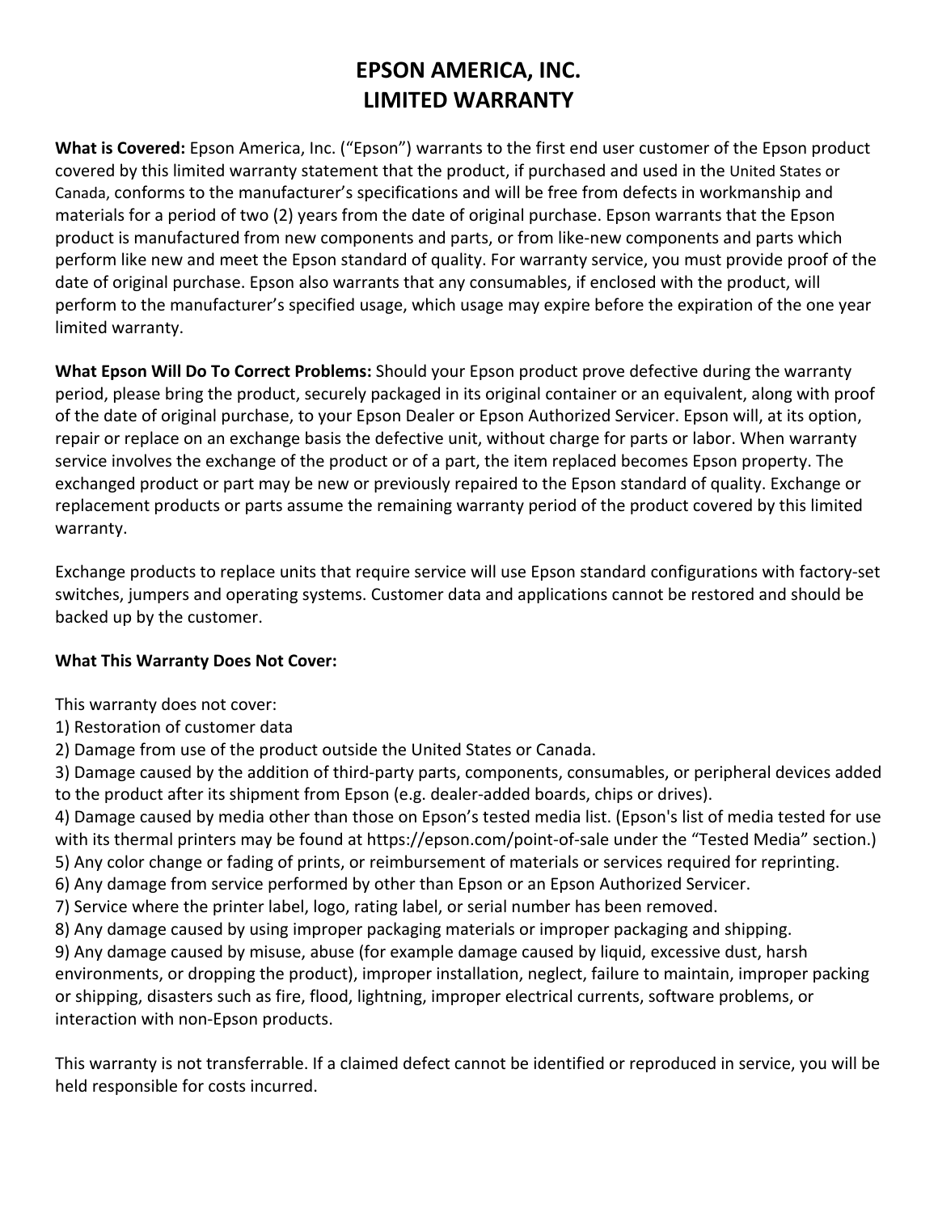# EPSON AMERICA, INC.
# LIMITED WARRANTY

**What is Covered:** Epson America, Inc. ("Epson") warrants to the first end user customer of the Epson product covered by this limited warranty statement that the product, if purchased and used in the United States or Canada, conforms to the manufacturer's specifications and will be free from defects in workmanship and materials for a period of two (2) years from the date of original purchase. Epson warrants that the Epson product is manufactured from new components and parts, or from like-new components and parts which perform like new and meet the Epson standard of quality. For warranty service, you must provide proof of the date of original purchase. Epson also warrants that any consumables, if enclosed with the product, will perform to the manufacturer's specified usage, which usage may expire before the expiration of the one year limited warranty.

**What Epson Will Do To Correct Problems:** Should your Epson product prove defective during the warranty period, please bring the product, securely packaged in its original container or an equivalent, along with proof of the date of original purchase, to your Epson Dealer or Epson Authorized Servicer. Epson will, at its option, repair or replace on an exchange basis the defective unit, without charge for parts or labor. When warranty service involves the exchange of the product or of a part, the item replaced becomes Epson property. The exchanged product or part may be new or previously repaired to the Epson standard of quality. Exchange or replacement products or parts assume the remaining warranty period of the product covered by this limited warranty.

Exchange products to replace units that require service will use Epson standard configurations with factory-set switches, jumpers and operating systems. Customer data and applications cannot be restored and should be backed up by the customer.

**What This Warranty Does Not Cover:**

This warranty does not cover:
1) Restoration of customer data
2) Damage from use of the product outside the United States or Canada.
3) Damage caused by the addition of third-party parts, components, consumables, or peripheral devices added to the product after its shipment from Epson (e.g. dealer-added boards, chips or drives).
4) Damage caused by media other than those on Epson's tested media list. (Epson's list of media tested for use with its thermal printers may be found at https://epson.com/point-of-sale under the "Tested Media" section.)
5) Any color change or fading of prints, or reimbursement of materials or services required for reprinting.
6) Any damage from service performed by other than Epson or an Epson Authorized Servicer.
7) Service where the printer label, logo, rating label, or serial number has been removed.
8) Any damage caused by using improper packaging materials or improper packaging and shipping.
9) Any damage caused by misuse, abuse (for example damage caused by liquid, excessive dust, harsh environments, or dropping the product), improper installation, neglect, failure to maintain, improper packing or shipping, disasters such as fire, flood, lightning, improper electrical currents, software problems, or interaction with non-Epson products.

This warranty is not transferrable. If a claimed defect cannot be identified or reproduced in service, you will be held responsible for costs incurred.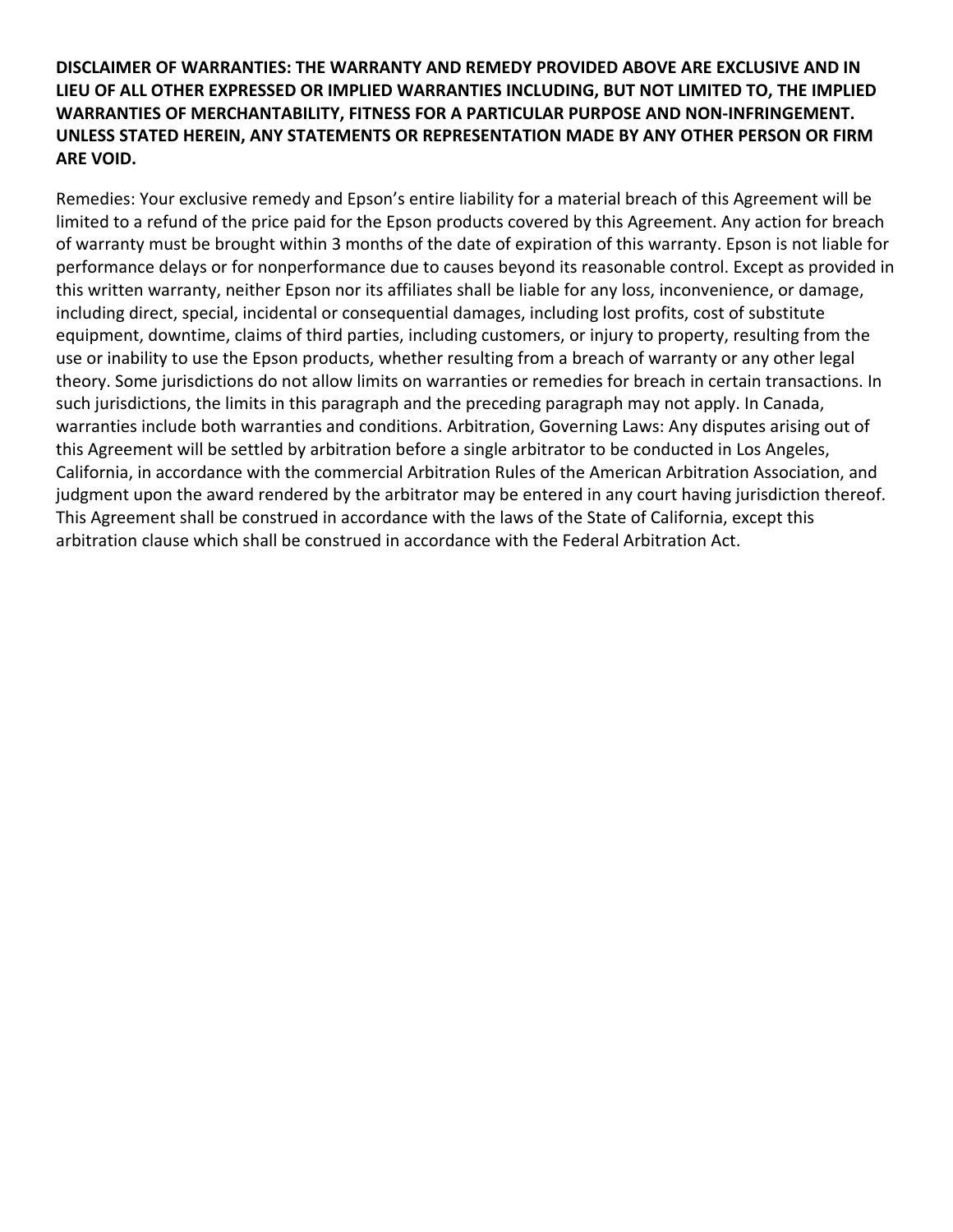**DISCLAIMER OF WARRANTIES: THE WARRANTY AND REMEDY PROVIDED ABOVE ARE EXCLUSIVE AND IN LIEU OF ALL OTHER EXPRESSED OR IMPLIED WARRANTIES INCLUDING, BUT NOT LIMITED TO, THE IMPLIED WARRANTIES OF MERCHANTABILITY, FITNESS FOR A PARTICULAR PURPOSE AND NON-INFRINGEMENT. UNLESS STATED HEREIN, ANY STATEMENTS OR REPRESENTATION MADE BY ANY OTHER PERSON OR FIRM ARE VOID.**

Remedies: Your exclusive remedy and Epson's entire liability for a material breach of this Agreement will be limited to a refund of the price paid for the Epson products covered by this Agreement. Any action for breach of warranty must be brought within 3 months of the date of expiration of this warranty. Epson is not liable for performance delays or for nonperformance due to causes beyond its reasonable control. Except as provided in this written warranty, neither Epson nor its affiliates shall be liable for any loss, inconvenience, or damage, including direct, special, incidental or consequential damages, including lost profits, cost of substitute equipment, downtime, claims of third parties, including customers, or injury to property, resulting from the use or inability to use the Epson products, whether resulting from a breach of warranty or any other legal theory. Some jurisdictions do not allow limits on warranties or remedies for breach in certain transactions. In such jurisdictions, the limits in this paragraph and the preceding paragraph may not apply. In Canada, warranties include both warranties and conditions. Arbitration, Governing Laws: Any disputes arising out of this Agreement will be settled by arbitration before a single arbitrator to be conducted in Los Angeles, California, in accordance with the commercial Arbitration Rules of the American Arbitration Association, and judgment upon the award rendered by the arbitrator may be entered in any court having jurisdiction thereof. This Agreement shall be construed in accordance with the laws of the State of California, except this arbitration clause which shall be construed in accordance with the Federal Arbitration Act.